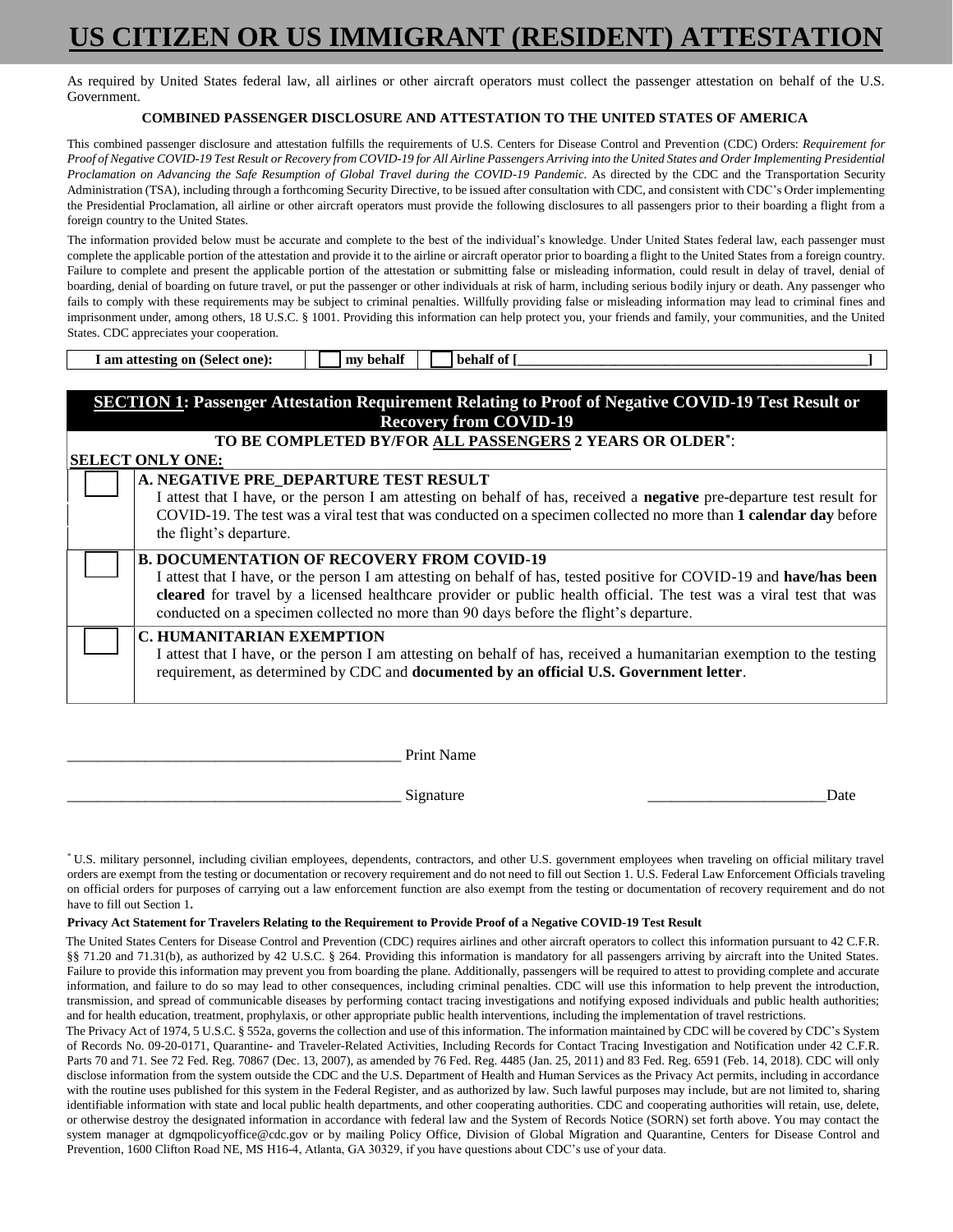# US CITIZEN OR US IMMIGRANT (RESIDENT) ATTESTATION

As required by United States federal law, all airlines or other aircraft operators must collect the passenger attestation on behalf of the U.S. Government.

**COMBINED PASSENGER DISCLOSURE AND ATTESTATION TO THE UNITED STATES OF AMERICA**

This combined passenger disclosure and attestation fulfills the requirements of U.S. Centers for Disease Control and Prevention (CDC) Orders: *Requirement for Proof of Negative COVID-19 Test Result or Recovery from COVID-19 for All Airline Passengers Arriving into the United States and Order Implementing Presidential Proclamation on Advancing the Safe Resumption of Global Travel during the COVID-19 Pandemic.* As directed by the CDC and the Transportation Security Administration (TSA), including through a forthcoming Security Directive, to be issued after consultation with CDC, and consistent with CDC's Order implementing the Presidential Proclamation, all airline or other aircraft operators must provide the following disclosures to all passengers prior to their boarding a flight from a foreign country to the United States.

The information provided below must be accurate and complete to the best of the individual's knowledge. Under United States federal law, each passenger must complete the applicable portion of the attestation and provide it to the airline or aircraft operator prior to boarding a flight to the United States from a foreign country. Failure to complete and present the applicable portion of the attestation or submitting false or misleading information, could result in delay of travel, denial of boarding, denial of boarding on future travel, or put the passenger or other individuals at risk of harm, including serious bodily injury or death. Any passenger who fails to comply with these requirements may be subject to criminal penalties. Willfully providing false or misleading information may lead to criminal fines and imprisonment under, among others, 18 U.S.C. § 1001. Providing this information can help protect you, your friends and family, your communities, and the United States. CDC appreciates your cooperation.

| **I am attesting on (Select one):** | ☐ **my behalf** | ☐ **behalf of [\_\_\_\_\_\_\_\_\_\_\_\_\_\_\_\_\_\_\_\_\_\_\_\_\_\_\_\_\_\_\_\_\_\_\_\_\_\_\_\_]** |
|---|---|---|

## SECTION 1: Passenger Attestation Requirement Relating to Proof of Negative COVID-19 Test Result or Recovery from COVID-19

**TO BE COMPLETED BY/FOR ALL PASSENGERS 2 YEARS OR OLDER*:**

**SELECT ONLY ONE:**

| | |
|---|---|
| ☐ | **A. NEGATIVE PRE_DEPARTURE TEST RESULT** I attest that I have, or the person I am attesting on behalf of has, received a **negative** pre-departure test result for COVID-19. The test was a viral test that was conducted on a specimen collected no more than **1 calendar day** before the flight's departure. |
| ☐ | **B. DOCUMENTATION OF RECOVERY FROM COVID-19** I attest that I have, or the person I am attesting on behalf of has, tested positive for COVID-19 and **have/has been cleared** for travel by a licensed healthcare provider or public health official. The test was a viral test that was conducted on a specimen collected no more than 90 days before the flight's departure. |
| ☐ | **C. HUMANITARIAN EXEMPTION** I attest that I have, or the person I am attesting on behalf of has, received a humanitarian exemption to the testing requirement, as determined by CDC and **documented by an official U.S. Government letter**. |

\_\_\_\_\_\_\_\_\_\_\_\_\_\_\_\_\_\_\_\_\_\_\_\_\_\_\_\_\_\_\_\_\_\_\_\_\_\_\_\_ Print Name

\_\_\_\_\_\_\_\_\_\_\_\_\_\_\_\_\_\_\_\_\_\_\_\_\_\_\_\_\_\_\_\_\_\_\_\_\_\_\_\_ Signature \_\_\_\_\_\_\_\_\_\_\_\_\_\_\_\_\_\_\_\_\_\_ Date

* U.S. military personnel, including civilian employees, dependents, contractors, and other U.S. government employees when traveling on official military travel orders are exempt from the testing or documentation or recovery requirement and do not need to fill out Section 1. U.S. Federal Law Enforcement Officials traveling on official orders for purposes of carrying out a law enforcement function are also exempt from the testing or documentation of recovery requirement and do not have to fill out Section 1.

**Privacy Act Statement for Travelers Relating to the Requirement to Provide Proof of a Negative COVID-19 Test Result**

The United States Centers for Disease Control and Prevention (CDC) requires airlines and other aircraft operators to collect this information pursuant to 42 C.F.R. §§ 71.20 and 71.31(b), as authorized by 42 U.S.C. § 264. Providing this information is mandatory for all passengers arriving by aircraft into the United States. Failure to provide this information may prevent you from boarding the plane. Additionally, passengers will be required to attest to providing complete and accurate information, and failure to do so may lead to other consequences, including criminal penalties. CDC will use this information to help prevent the introduction, transmission, and spread of communicable diseases by performing contact tracing investigations and notifying exposed individuals and public health authorities; and for health education, treatment, prophylaxis, or other appropriate public health interventions, including the implementation of travel restrictions.

The Privacy Act of 1974, 5 U.S.C. § 552a, governs the collection and use of this information. The information maintained by CDC will be covered by CDC's System of Records No. 09-20-0171, Quarantine- and Traveler-Related Activities, Including Records for Contact Tracing Investigation and Notification under 42 C.F.R. Parts 70 and 71. See 72 Fed. Reg. 70867 (Dec. 13, 2007), as amended by 76 Fed. Reg. 4485 (Jan. 25, 2011) and 83 Fed. Reg. 6591 (Feb. 14, 2018). CDC will only disclose information from the system outside the CDC and the U.S. Department of Health and Human Services as the Privacy Act permits, including in accordance with the routine uses published for this system in the Federal Register, and as authorized by law. Such lawful purposes may include, but are not limited to, sharing identifiable information with state and local public health departments, and other cooperating authorities. CDC and cooperating authorities will retain, use, delete, or otherwise destroy the designated information in accordance with federal law and the System of Records Notice (SORN) set forth above. You may contact the system manager at dgmqpolicyoffice@cdc.gov or by mailing Policy Office, Division of Global Migration and Quarantine, Centers for Disease Control and Prevention, 1600 Clifton Road NE, MS H16-4, Atlanta, GA 30329, if you have questions about CDC's use of your data.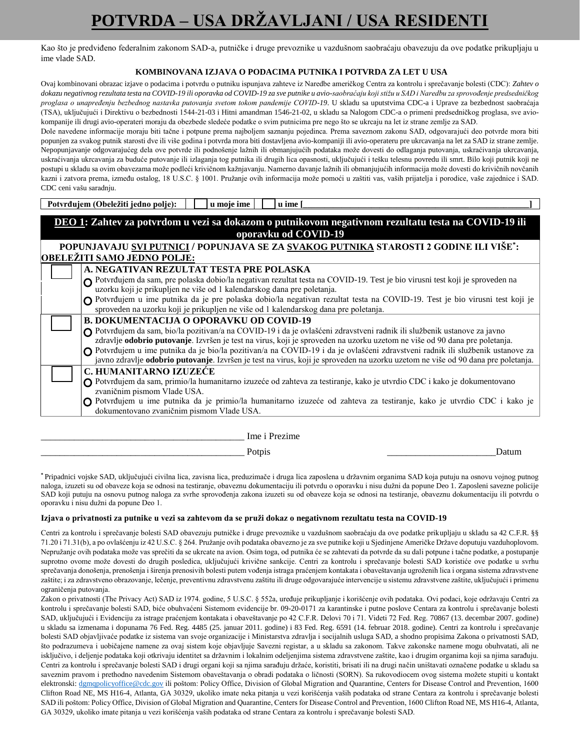# POTVRDA – USA DRŽAVLJANI / USA RESIDENTI

Kao što je predviđeno federalnim zakonom SAD-a, putničke i druge prevoznike u vazdušnom saobraćaju obavezuju da ove podatke prikupljaju u ime vlade SAD.

**KOMBINOVANA IZJAVA O PODACIMA PUTNIKA I POTVRDA ZA LET U USA**

Ovaj kombinovani obrazac izjave o podacima i potvrdu o putniku ispunjava zahteve iz Naredbe američkog Centra za kontrolu i sprečavanje bolesti (CDC): *Zahtev o dokazu negativnog rezultata testa na COVID-19 ili oporavka od COVID-19 za sve putnike u avio-saobraćaju koji stižu u SAD i Naredbu za sprovođenje predsedničkog proglasa o unapređenju bezbednog nastavka putovanja svetom tokom pandemije COVID-19*. U skladu sa uputstvima CDC-a i Uprave za bezbednost saobraćaja (TSA), uključujući i Direktivu o bezbednosti 1544-21-03 i Hitni amandman 1546-21-02, u skladu sa Nalogom CDC-a o primeni predsedničkog proglasa, sve avio-kompanije ili drugi avio-operateri moraju da obezbede sledeće podatke o svim putnicima pre nego što se ukrcaju na let iz strane zemlje za SAD.

Dole navedene informacije moraju biti tačne i potpune prema najboljem saznanju pojedinca. Prema saveznom zakonu SAD, odgovarajući deo potvrde mora biti popunjen za svakog putnik starosti dve ili više godina i potvrda mora biti dostavljena avio-kompaniji ili avio-operateru pre ukrcavanja na let za SAD iz strane zemlje. Nepopunjavanje odgovarajućeg dela ove potvrde ili podnošenje lažnih ili obmanjujućih podataka može dovesti do odlaganja putovanja, uskraćivanja ukrcavanja, uskraćivanja ukrcavanja za buduće putovanje ili izlaganja tog putnika ili drugih lica opasnosti, uključujući i tešku telesnu povredu ili smrt. Bilo koji putnik koji ne postupi u skladu sa ovim obavezama može podleći krivičnom kažnjavanju. Namerno davanje lažnih ili obmanjujućih informacija može dovesti do krivičnih novčanih kazni i zatvora prema, između ostalog, 18 U.S.C. § 1001. Pružanje ovih informacija može pomoći u zaštiti vas, vaših prijatelja i porodice, vaše zajednice i SAD. CDC ceni vašu saradnju.

**Potvrđujem (Obeležiti jedno polje):** ☐ **u moje ime** ☐ **u ime [\_\_\_\_\_\_\_\_\_\_\_\_\_\_\_\_\_\_\_\_\_\_\_\_\_\_\_\_\_\_\_\_\_\_\_\_\_\_\_\_\_\_\_\_\_\_\_\_\_\_\_]**

## DEO 1: Zahtev za potvrdom u vezi sa dokazom o putnikovom negativnom rezultatu testa na COVID-19 ili oporavku od COVID-19

**POPUNJAVAJU SVI PUTNICI / POPUNJAVA SE ZA SVAKOG PUTNIKA STAROSTI 2 GODINE ILI VIŠE\*: OBELEŽITI SAMO JEDNO POLJE:**

| | |
|---|---|
| ☐ | **A. NEGATIVAN REZULTAT TESTA PRE POLASKA**<br>○ Potvrđujem da sam, pre polaska dobio/la negativan rezultat testa na COVID-19. Test je bio virusni test koji je sproveden na uzorku koji je prikupljen ne više od 1 kalendarskog dana pre poletanja.<br>○ Potvrđujem u ime putnika da je pre polaska dobio/la negativan rezultat testa na COVID-19. Test je bio virusni test koji je sproveden na uzorku koji je prikupljen ne više od 1 kalendarskog dana pre poletanja. |
| ☐ | **B. DOKUMENTACIJA O OPORAVKU OD COVID-19**<br>○ Potvrđujem da sam, bio/la pozitivan/a na COVID-19 i da je ovlašćeni zdravstveni radnik ili službenik ustanove za javno zdravlje **odobrio putovanje**. Izvršen je test na virus, koji je sproveden na uzorku uzetom ne više od 90 dana pre poletanja.<br>○ Potvrđujem u ime putnika da je bio/la pozitivan/a na COVID-19 i da je ovlašćeni zdravstveni radnik ili službenik ustanove za javno zdravlje **odobrio putovanje**. Izvršen je test na virus, koji je sproveden na uzorku uzetom ne više od 90 dana pre poletanja. |
| ☐ | **C. HUMANITARNO IZUZEĆE**<br>○ Potvrđujem da sam, primio/la humanitarno izuzeće od zahteva za testiranje, kako je utvrdio CDC i kako je dokumentovano zvaničnim pismom Vlade USA.<br>○ Potvrđujem u ime putnika da je primio/la humanitarno izuzeće od zahteva za testiranje, kako je utvrdio CDC i kako je dokumentovano zvaničnim pismom Vlade USA. |

\_\_\_\_\_\_\_\_\_\_\_\_\_\_\_\_\_\_\_\_\_\_\_\_\_\_\_\_\_\_\_\_\_\_\_\_\_\_\_\_\_\_ Ime i Prezime

\_\_\_\_\_\_\_\_\_\_\_\_\_\_\_\_\_\_\_\_\_\_\_\_\_\_\_\_\_\_\_\_\_\_\_\_\_\_\_\_\_\_ Potpis \_\_\_\_\_\_\_\_\_\_\_\_\_\_\_\_\_\_\_\_\_\_\_\_Datum

\* Pripadnici vojske SAD, uključujući civilna lica, zavisna lica, preduzimače i druga lica zaposlena u državnim organima SAD koja putuju na osnovu vojnog putnog naloga, izuzeti su od obaveze koja se odnosi na testiranje, obaveznu dokumentaciju ili potvrdu o oporavku i nisu dužni da popune Deo 1. Zaposleni savezne policije SAD koji putuju na osnovu putnog naloga za svrhe sprovođenja zakona izuzeti su od obaveze koja se odnosi na testiranje, obaveznu dokumentaciju ili potvrdu o oporavku i nisu dužni da popune Deo 1.

**Izjava o privatnosti za putnike u vezi sa zahtevom da se pruži dokaz o negativnom rezultatu testa na COVID-19**

Centri za kontrolu i sprečavanje bolesti SAD obavezuju putničke i druge prevoznike u vazdušnom saobraćaju da ove podatke prikupljaju u skladu sa 42 C.F.R. §§ 71.20 i 71.31(b), a po ovlašćenju iz 42 U.S.C. § 264. Pružanje ovih podataka obavezno je za sve putnike koji u Sjedinjene Američke Države doputuju vazduhoplovom. Nepružanje ovih podataka može vas sprečiti da se ukrate na avion. Osim toga, od putnika će se zahtevati da potvrde da su dali potpune i tačne podatke, a postupanje suprotno ovome može dovesti do drugih posledica, uključujući krivične sankcije. Centri za kontrolu i sprečavanje bolesti SAD koristiće ove podatke u svrhu sprečavanja donošenja, prenošenja i širenja prenosivih bolesti putem vođenja istraga praćenjem kontakata i obaveštavanja ugroženih lica i organa sistema zdravstvene zaštite; i za zdravstveno obrazovanje, lečenje, preventivnu zdravstvenu zaštitu ili druge odgovarajuće intervencije u sistemu zdravstvene zaštite, uključujući i primenu ograničenja putovanja.

Zakon o privatnosti (The Privacy Act) SAD iz 1974. godine, 5 U.S.C. § 552a, uređuje prikupljanje i korišćenje ovih podataka. Ovi podaci, koje održavaju Centri za kontrolu i sprečavanje bolesti SAD, biće obuhvaćeni Sistemom evidencije br. 09-20-0171 za karantinske i putne poslove Centara za kontrolu i sprečavanje bolesti SAD, uključujući i Evidenciju za istrage praćenjem kontakata i obaveštavanje po 42 C.F.R. Delovi 70 i 71. Videti 72 Fed. Reg. 70867 (13. decembar 2007. godine) u skladu sa izmenama i dopunama 76 Fed. Reg. 4485 (25. januar 2011. godine) i 83 Fed. Reg. 6591 (14. februar 2018. godine). Centri za kontrolu i sprečavanje bolesti SAD objavljivaće podatke iz sistema van svoje organizacije i Ministarstva zdravlja i socijalnih usluga SAD, a shodno propisima Zakona o privatnosti SAD, što podrazumeva i uobičajene namene za ovaj sistem koje objavljuje Savezni registar, a u skladu sa zakonom. Takve zakonske namene mogu obuhvatati, ali ne isključivo, i deljenje podataka koji otkrivaju identitet sa državnim i lokalnim odeljenjima sistema zdravstvene zaštite, kao i drugim organima koji sa njima sarađuju. Centri za kontrolu i sprečavanje bolesti SAD i drugi organi koji sa njima sarađuju držaće, koristiti, brisati ili na drugi način uništavati označene podatke u skladu sa saveznim pravom i prethodno navedenim Sistemom obaveštavanja o obradi podataka o ličnosti (SORN). Sa rukovodiocem ovog sistema možete stupiti u kontakt elektronski: dgmqpolicyoffice@cdc.gov ili poštom: Policy Office, Division of Global Migration and Quarantine, Centers for Disease Control and Prevention, 1600 Clifton Road NE, MS H16-4, Atlanta, GA 30329, ukoliko imate neka pitanja u vezi korišćenja vaših podataka od strane Centara za kontrolu i sprečavanje bolesti SAD ili poštom: Policy Office, Division of Global Migration and Quarantine, Centers for Disease Control and Prevention, 1600 Clifton Road NE, MS H16-4, Atlanta, GA 30329, ukoliko imate pitanja u vezi korišćenja vaših podataka od strane Centara za kontrolu i sprečavanje bolesti SAD.